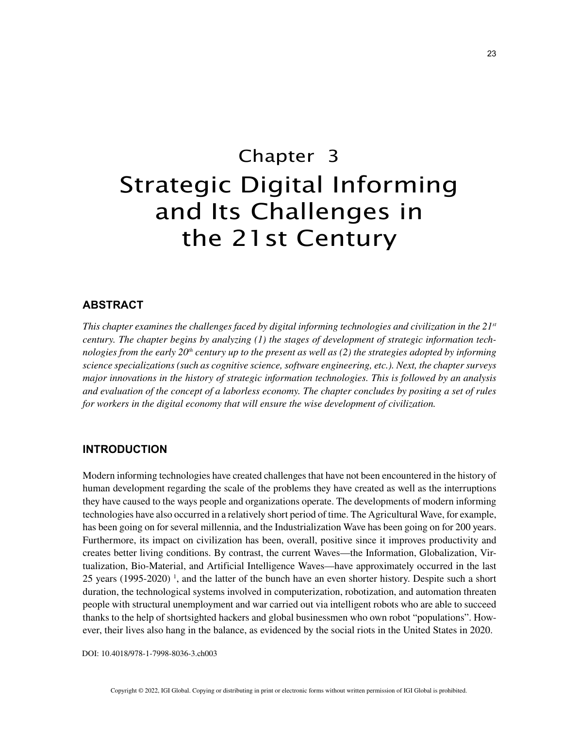# Chapter 3
# Strategic Digital Informing and Its Challenges in the 21st Century

## ABSTRACT

*This chapter examines the challenges faced by digital informing technologies and civilization in the 21st century. The chapter begins by analyzing (1) the stages of development of strategic information technologies from the early 20th century up to the present as well as (2) the strategies adopted by informing science specializations (such as cognitive science, software engineering, etc.). Next, the chapter surveys major innovations in the history of strategic information technologies. This is followed by an analysis and evaluation of the concept of a laborless economy. The chapter concludes by positing a set of rules for workers in the digital economy that will ensure the wise development of civilization.*

## INTRODUCTION

Modern informing technologies have created challenges that have not been encountered in the history of human development regarding the scale of the problems they have created as well as the interruptions they have caused to the ways people and organizations operate. The developments of modern informing technologies have also occurred in a relatively short period of time. The Agricultural Wave, for example, has been going on for several millennia, and the Industrialization Wave has been going on for 200 years. Furthermore, its impact on civilization has been, overall, positive since it improves productivity and creates better living conditions. By contrast, the current Waves—the Information, Globalization, Virtualization, Bio-Material, and Artificial Intelligence Waves—have approximately occurred in the last 25 years (1995-2020) [1], and the latter of the bunch have an even shorter history. Despite such a short duration, the technological systems involved in computerization, robotization, and automation threaten people with structural unemployment and war carried out via intelligent robots who are able to succeed thanks to the help of shortsighted hackers and global businessmen who own robot "populations". However, their lives also hang in the balance, as evidenced by the social riots in the United States in 2020.

DOI: 10.4018/978-1-7998-8036-3.ch003

Copyright © 2022, IGI Global. Copying or distributing in print or electronic forms without written permission of IGI Global is prohibited.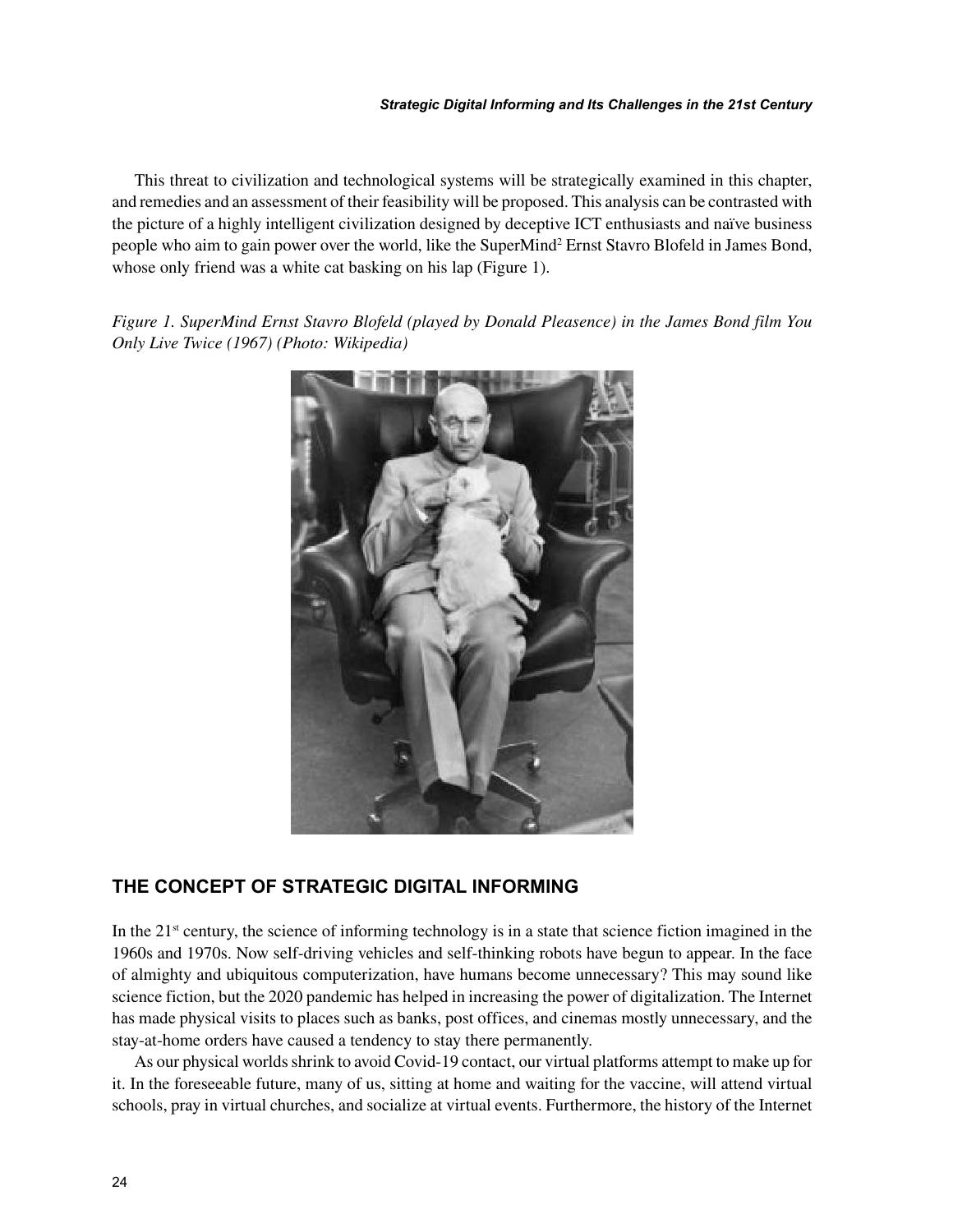This threat to civilization and technological systems will be strategically examined in this chapter, and remedies and an assessment of their feasibility will be proposed. This analysis can be contrasted with the picture of a highly intelligent civilization designed by deceptive ICT enthusiasts and naïve business people who aim to gain power over the world, like the SuperMind[2] Ernst Stavro Blofeld in James Bond, whose only friend was a white cat basking on his lap (Figure 1).

*Figure 1. SuperMind Ernst Stavro Blofeld (played by Donald Pleasence) in the James Bond film You Only Live Twice (1967) (Photo: Wikipedia)*

## THE CONCEPT OF STRATEGIC DIGITAL INFORMING

In the 21st century, the science of informing technology is in a state that science fiction imagined in the 1960s and 1970s. Now self-driving vehicles and self-thinking robots have begun to appear. In the face of almighty and ubiquitous computerization, have humans become unnecessary? This may sound like science fiction, but the 2020 pandemic has helped in increasing the power of digitalization. The Internet has made physical visits to places such as banks, post offices, and cinemas mostly unnecessary, and the stay-at-home orders have caused a tendency to stay there permanently.

As our physical worlds shrink to avoid Covid-19 contact, our virtual platforms attempt to make up for it. In the foreseeable future, many of us, sitting at home and waiting for the vaccine, will attend virtual schools, pray in virtual churches, and socialize at virtual events. Furthermore, the history of the Internet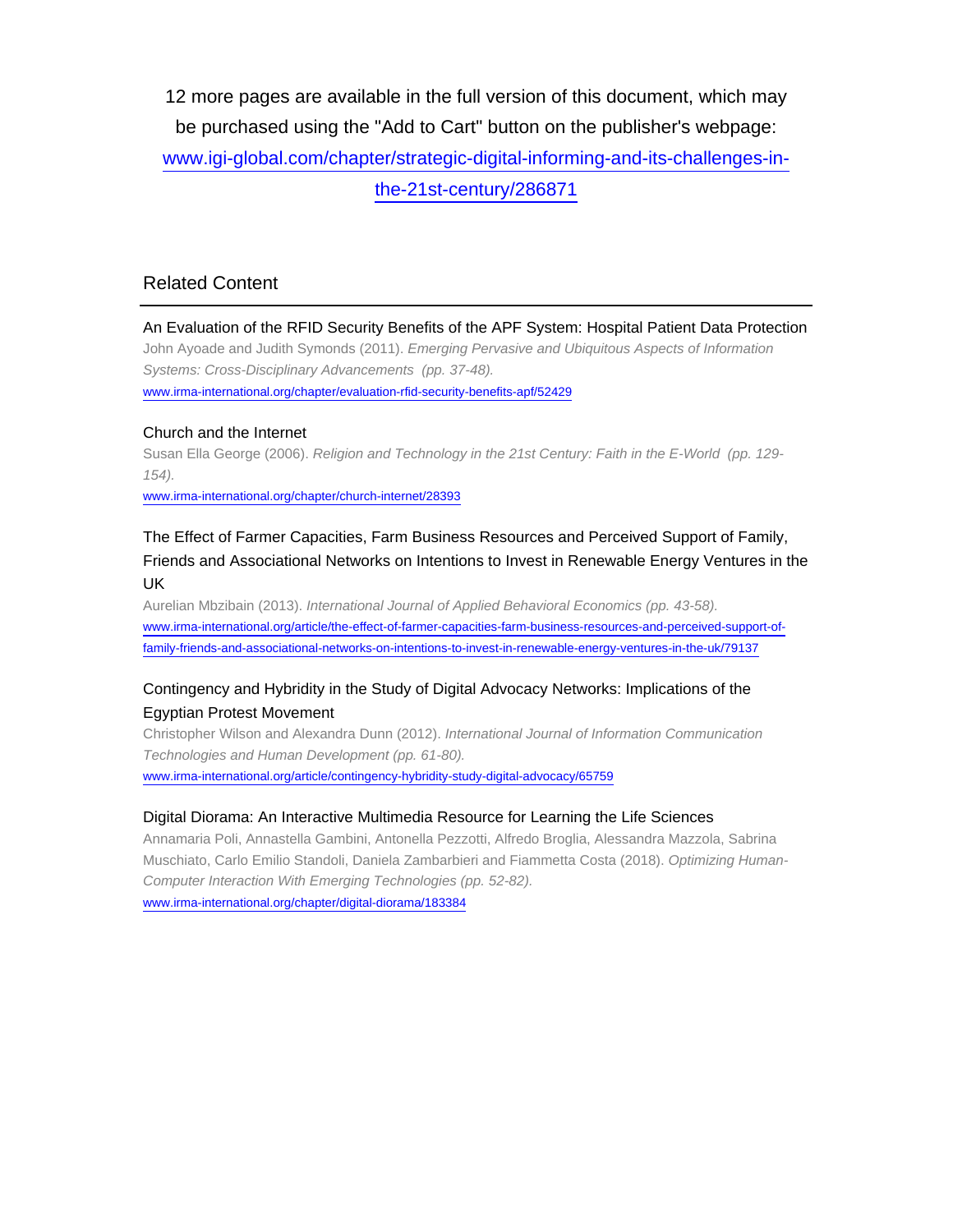12 more pages are available in the full version of this document, which may be purchased using the "Add to Cart" button on the publisher's webpage: [www.igi-global.com/chapter/strategic-digital-informing-and-its-challenges-in-the-21st-century/286871](www.igi-global.com/chapter/strategic-digital-informing-and-its-challenges-in-the-21st-century/286871)

## Related Content

An Evaluation of the RFID Security Benefits of the APF System: Hospital Patient Data Protection
John Ayoade and Judith Symonds (2011). *Emerging Pervasive and Ubiquitous Aspects of Information Systems: Cross-Disciplinary Advancements (pp. 37-48).*
[www.irma-international.org/chapter/evaluation-rfid-security-benefits-apf/52429](www.irma-international.org/chapter/evaluation-rfid-security-benefits-apf/52429)

Church and the Internet
Susan Ella George (2006). *Religion and Technology in the 21st Century: Faith in the E-World (pp. 129-154).*
[www.irma-international.org/chapter/church-internet/28393](www.irma-international.org/chapter/church-internet/28393)

The Effect of Farmer Capacities, Farm Business Resources and Perceived Support of Family, Friends and Associational Networks on Intentions to Invest in Renewable Energy Ventures in the UK
Aurelian Mbzibain (2013). *International Journal of Applied Behavioral Economics (pp. 43-58).*
[www.irma-international.org/article/the-effect-of-farmer-capacities-farm-business-resources-and-perceived-support-of-family-friends-and-associational-networks-on-intentions-to-invest-in-renewable-energy-ventures-in-the-uk/79137](www.irma-international.org/article/the-effect-of-farmer-capacities-farm-business-resources-and-perceived-support-of-family-friends-and-associational-networks-on-intentions-to-invest-in-renewable-energy-ventures-in-the-uk/79137)

Contingency and Hybridity in the Study of Digital Advocacy Networks: Implications of the Egyptian Protest Movement
Christopher Wilson and Alexandra Dunn (2012). *International Journal of Information Communication Technologies and Human Development (pp. 61-80).*
[www.irma-international.org/article/contingency-hybridity-study-digital-advocacy/65759](www.irma-international.org/article/contingency-hybridity-study-digital-advocacy/65759)

Digital Diorama: An Interactive Multimedia Resource for Learning the Life Sciences
Annamaria Poli, Annastella Gambini, Antonella Pezzotti, Alfredo Broglia, Alessandra Mazzola, Sabrina Muschiato, Carlo Emilio Standoli, Daniela Zambarbieri and Fiammetta Costa (2018). *Optimizing Human-Computer Interaction With Emerging Technologies (pp. 52-82).*
[www.irma-international.org/chapter/digital-diorama/183384](www.irma-international.org/chapter/digital-diorama/183384)